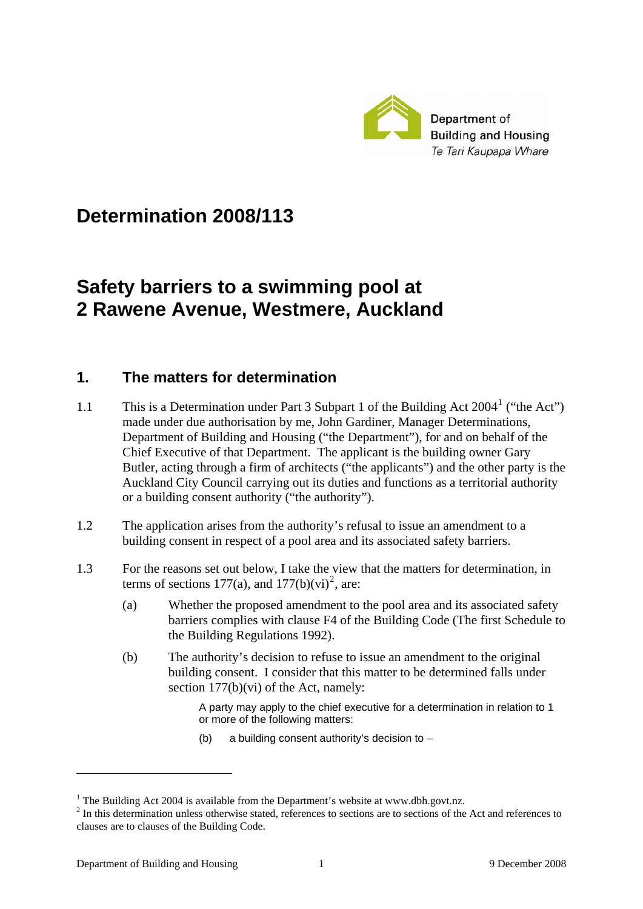Department of Building and Housing
*Te Tari Kaupapa Whare*

# Determination 2008/113

# Safety barriers to a swimming pool at 2 Rawene Avenue, Westmere, Auckland

## 1. The matters for determination

1.1 This is a Determination under Part 3 Subpart 1 of the Building Act 2004[1] ("the Act") made under due authorisation by me, John Gardiner, Manager Determinations, Department of Building and Housing ("the Department"), for and on behalf of the Chief Executive of that Department. The applicant is the building owner Gary Butler, acting through a firm of architects ("the applicants") and the other party is the Auckland City Council carrying out its duties and functions as a territorial authority or a building consent authority ("the authority").

1.2 The application arises from the authority's refusal to issue an amendment to a building consent in respect of a pool area and its associated safety barriers.

1.3 For the reasons set out below, I take the view that the matters for determination, in terms of sections 177(a), and 177(b)(vi)[2], are:

(a) Whether the proposed amendment to the pool area and its associated safety barriers complies with clause F4 of the Building Code (The first Schedule to the Building Regulations 1992).

(b) The authority's decision to refuse to issue an amendment to the original building consent. I consider that this matter to be determined falls under section 177(b)(vi) of the Act, namely:

> A party may apply to the chief executive for a determination in relation to 1 or more of the following matters:
>
> (b) a building consent authority's decision to –

---

[1] The Building Act 2004 is available from the Department's website at www.dbh.govt.nz.

[2] In this determination unless otherwise stated, references to sections are to sections of the Act and references to clauses are to clauses of the Building Code.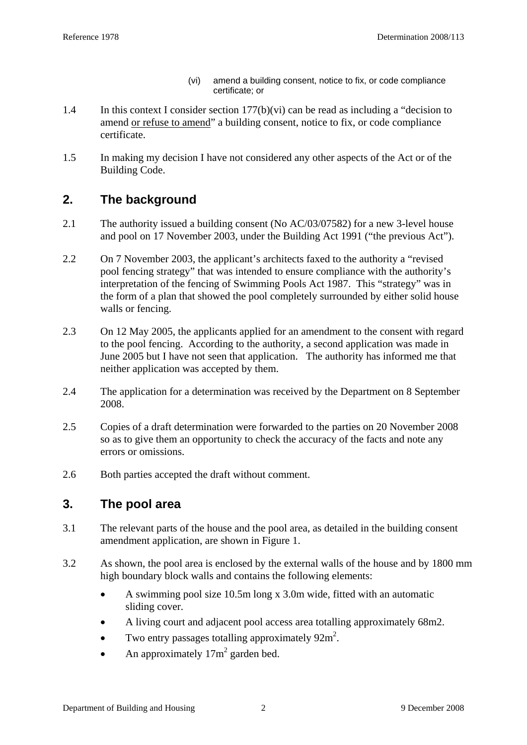(vi) amend a building consent, notice to fix, or code compliance certificate; or

1.4 In this context I consider section 177(b)(vi) can be read as including a "decision to amend <u>or refuse to amend</u>" a building consent, notice to fix, or code compliance certificate.

1.5 In making my decision I have not considered any other aspects of the Act or of the Building Code.

## 2. The background

2.1 The authority issued a building consent (No AC/03/07582) for a new 3-level house and pool on 17 November 2003, under the Building Act 1991 ("the previous Act").

2.2 On 7 November 2003, the applicant's architects faxed to the authority a "revised pool fencing strategy" that was intended to ensure compliance with the authority's interpretation of the fencing of Swimming Pools Act 1987. This "strategy" was in the form of a plan that showed the pool completely surrounded by either solid house walls or fencing.

2.3 On 12 May 2005, the applicants applied for an amendment to the consent with regard to the pool fencing. According to the authority, a second application was made in June 2005 but I have not seen that application. The authority has informed me that neither application was accepted by them.

2.4 The application for a determination was received by the Department on 8 September 2008.

2.5 Copies of a draft determination were forwarded to the parties on 20 November 2008 so as to give them an opportunity to check the accuracy of the facts and note any errors or omissions.

2.6 Both parties accepted the draft without comment.

## 3. The pool area

3.1 The relevant parts of the house and the pool area, as detailed in the building consent amendment application, are shown in Figure 1.

3.2 As shown, the pool area is enclosed by the external walls of the house and by 1800 mm high boundary block walls and contains the following elements:

- A swimming pool size 10.5m long x 3.0m wide, fitted with an automatic sliding cover.
- A living court and adjacent pool access area totalling approximately 68m2.
- Two entry passages totalling approximately $92m^2$.
- An approximately $17m^2$ garden bed.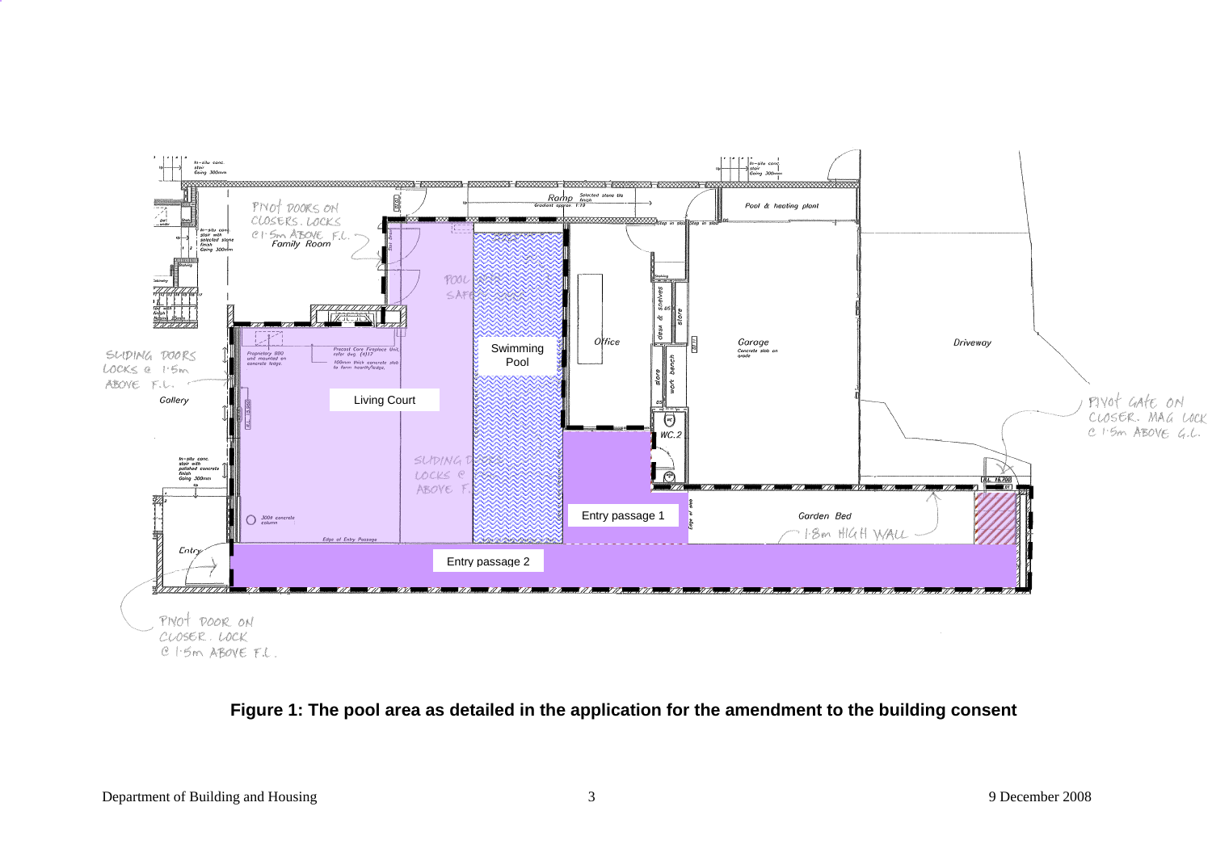**Figure 1: The pool area as detailed in the application for the amendment to the building consent**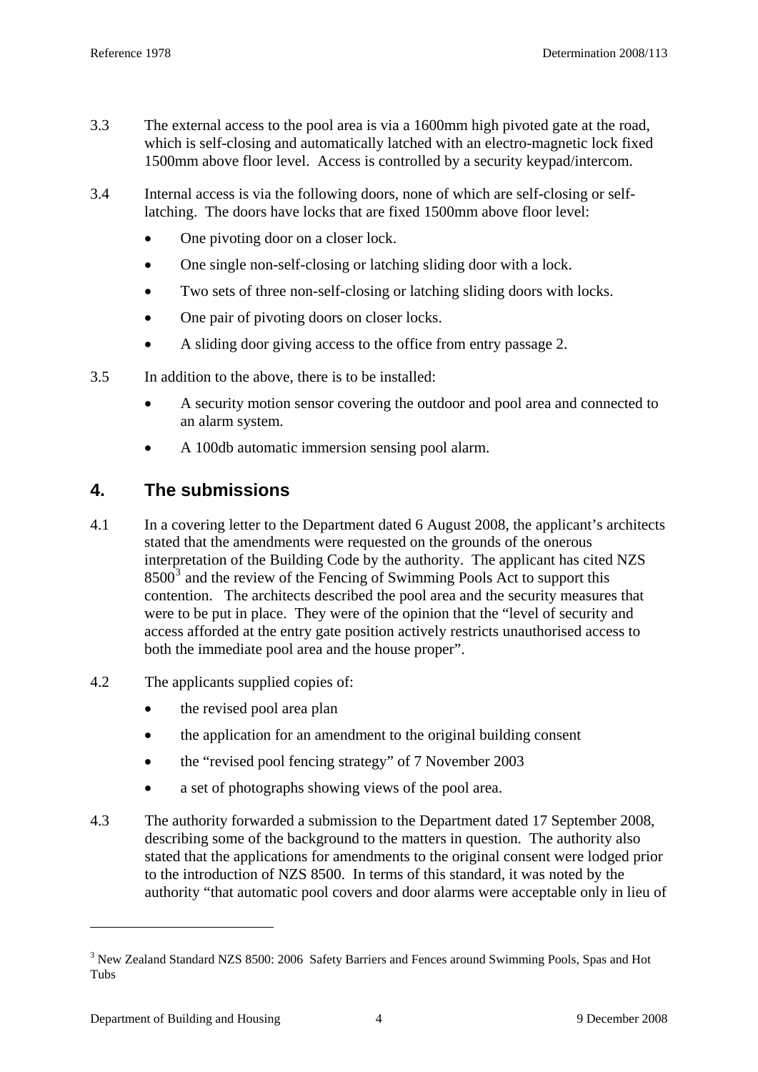3.3 The external access to the pool area is via a 1600mm high pivoted gate at the road, which is self-closing and automatically latched with an electro-magnetic lock fixed 1500mm above floor level. Access is controlled by a security keypad/intercom.

3.4 Internal access is via the following doors, none of which are self-closing or self-latching. The doors have locks that are fixed 1500mm above floor level:

- One pivoting door on a closer lock.
- One single non-self-closing or latching sliding door with a lock.
- Two sets of three non-self-closing or latching sliding doors with locks.
- One pair of pivoting doors on closer locks.
- A sliding door giving access to the office from entry passage 2.

3.5 In addition to the above, there is to be installed:

- A security motion sensor covering the outdoor and pool area and connected to an alarm system.
- A 100db automatic immersion sensing pool alarm.

## 4. The submissions

4.1 In a covering letter to the Department dated 6 August 2008, the applicant's architects stated that the amendments were requested on the grounds of the onerous interpretation of the Building Code by the authority. The applicant has cited NZS 8500[3] and the review of the Fencing of Swimming Pools Act to support this contention. The architects described the pool area and the security measures that were to be put in place. They were of the opinion that the "level of security and access afforded at the entry gate position actively restricts unauthorised access to both the immediate pool area and the house proper".

4.2 The applicants supplied copies of:

- the revised pool area plan
- the application for an amendment to the original building consent
- the "revised pool fencing strategy" of 7 November 2003
- a set of photographs showing views of the pool area.

4.3 The authority forwarded a submission to the Department dated 17 September 2008, describing some of the background to the matters in question. The authority also stated that the applications for amendments to the original consent were lodged prior to the introduction of NZS 8500. In terms of this standard, it was noted by the authority "that automatic pool covers and door alarms were acceptable only in lieu of

[3] New Zealand Standard NZS 8500: 2006 Safety Barriers and Fences around Swimming Pools, Spas and Hot Tubs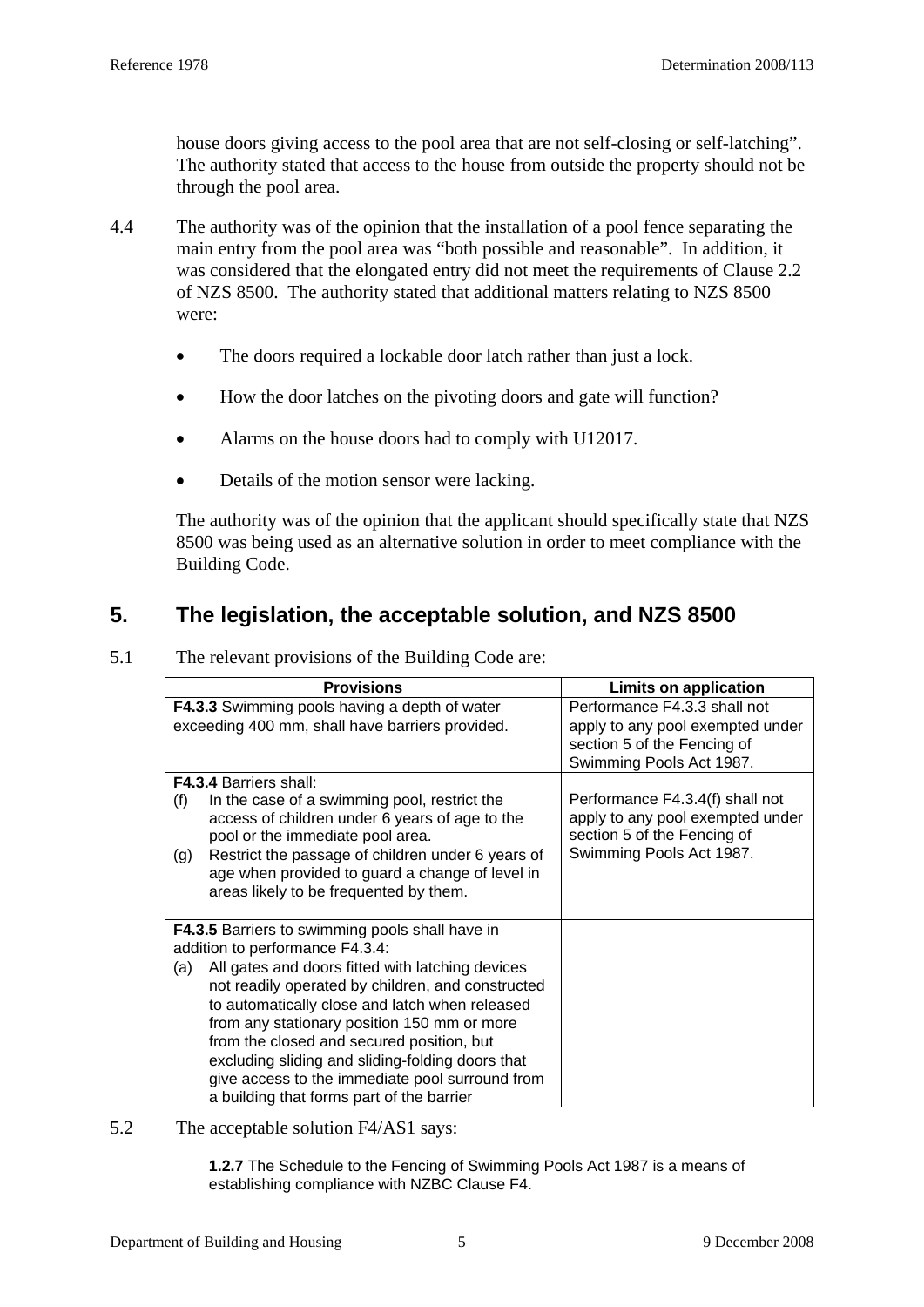house doors giving access to the pool area that are not self-closing or self-latching". The authority stated that access to the house from outside the property should not be through the pool area.

4.4 The authority was of the opinion that the installation of a pool fence separating the main entry from the pool area was "both possible and reasonable". In addition, it was considered that the elongated entry did not meet the requirements of Clause 2.2 of NZS 8500. The authority stated that additional matters relating to NZS 8500 were:

- The doors required a lockable door latch rather than just a lock.
- How the door latches on the pivoting doors and gate will function?
- Alarms on the house doors had to comply with U12017.
- Details of the motion sensor were lacking.

The authority was of the opinion that the applicant should specifically state that NZS 8500 was being used as an alternative solution in order to meet compliance with the Building Code.

## 5. The legislation, the acceptable solution, and NZS 8500

5.1 The relevant provisions of the Building Code are:

| Provisions | Limits on application |
|---|---|
| **F4.3.3** Swimming pools having a depth of water exceeding 400 mm, shall have barriers provided. | Performance F4.3.3 shall not apply to any pool exempted under section 5 of the Fencing of Swimming Pools Act 1987. |
| **F4.3.4** Barriers shall:<br>(f) In the case of a swimming pool, restrict the access of children under 6 years of age to the pool or the immediate pool area.<br>(g) Restrict the passage of children under 6 years of age when provided to guard a change of level in areas likely to be frequented by them. | Performance F4.3.4(f) shall not apply to any pool exempted under section 5 of the Fencing of Swimming Pools Act 1987. |
| **F4.3.5** Barriers to swimming pools shall have in addition to performance F4.3.4:<br>(a) All gates and doors fitted with latching devices not readily operated by children, and constructed to automatically close and latch when released from any stationary position 150 mm or more from the closed and secured position, but excluding sliding and sliding-folding doors that give access to the immediate pool surround from a building that forms part of the barrier | |

5.2 The acceptable solution F4/AS1 says:

> **1.2.7** The Schedule to the Fencing of Swimming Pools Act 1987 is a means of establishing compliance with NZBC Clause F4.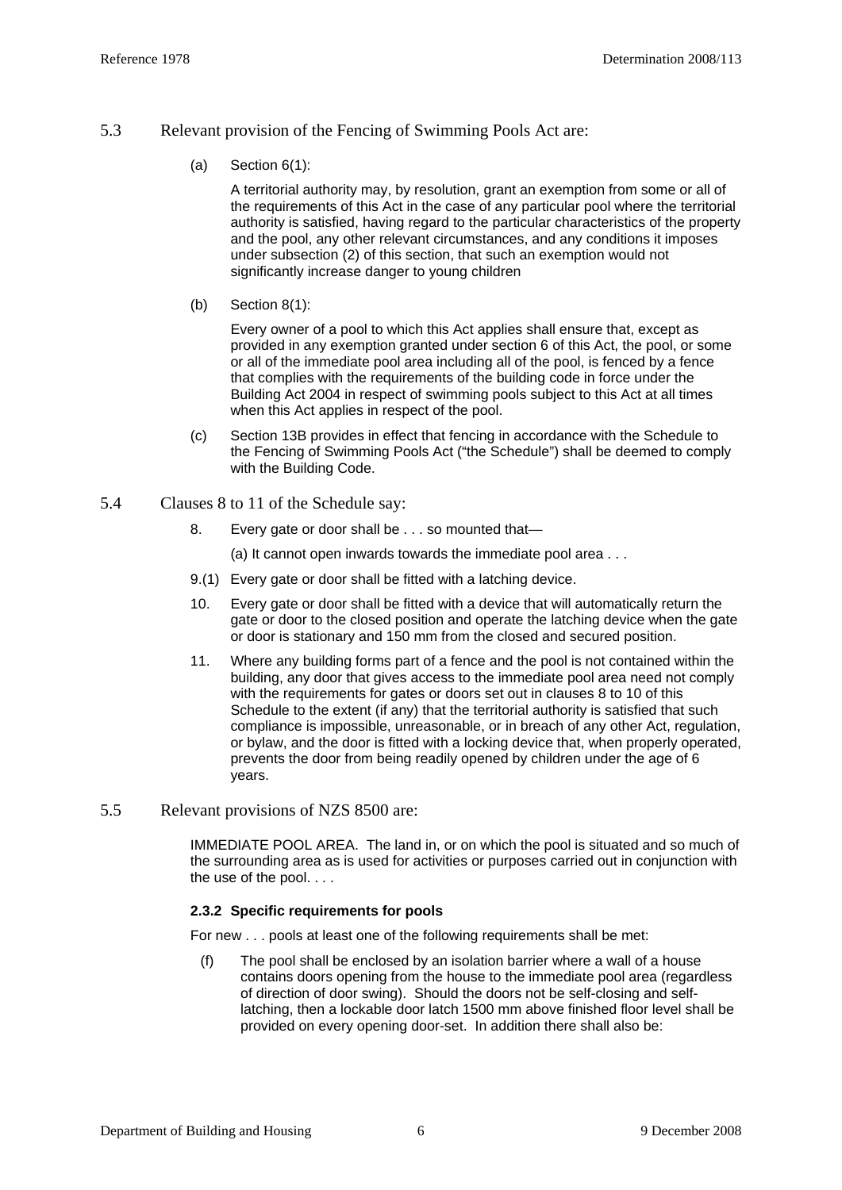5.3 Relevant provision of the Fencing of Swimming Pools Act are:

(a) Section 6(1):

A territorial authority may, by resolution, grant an exemption from some or all of the requirements of this Act in the case of any particular pool where the territorial authority is satisfied, having regard to the particular characteristics of the property and the pool, any other relevant circumstances, and any conditions it imposes under subsection (2) of this section, that such an exemption would not significantly increase danger to young children

(b) Section 8(1):

Every owner of a pool to which this Act applies shall ensure that, except as provided in any exemption granted under section 6 of this Act, the pool, or some or all of the immediate pool area including all of the pool, is fenced by a fence that complies with the requirements of the building code in force under the Building Act 2004 in respect of swimming pools subject to this Act at all times when this Act applies in respect of the pool.

(c) Section 13B provides in effect that fencing in accordance with the Schedule to the Fencing of Swimming Pools Act ("the Schedule") shall be deemed to comply with the Building Code.

5.4 Clauses 8 to 11 of the Schedule say:

8. Every gate or door shall be . . . so mounted that—

   (a) It cannot open inwards towards the immediate pool area . . .

9.(1) Every gate or door shall be fitted with a latching device.

10. Every gate or door shall be fitted with a device that will automatically return the gate or door to the closed position and operate the latching device when the gate or door is stationary and 150 mm from the closed and secured position.

11. Where any building forms part of a fence and the pool is not contained within the building, any door that gives access to the immediate pool area need not comply with the requirements for gates or doors set out in clauses 8 to 10 of this Schedule to the extent (if any) that the territorial authority is satisfied that such compliance is impossible, unreasonable, or in breach of any other Act, regulation, or bylaw, and the door is fitted with a locking device that, when properly operated, prevents the door from being readily opened by children under the age of 6 years.

5.5 Relevant provisions of NZS 8500 are:

IMMEDIATE POOL AREA. The land in, or on which the pool is situated and so much of the surrounding area as is used for activities or purposes carried out in conjunction with the use of the pool. . . .

**2.3.2 Specific requirements for pools**

For new . . . pools at least one of the following requirements shall be met:

(f) The pool shall be enclosed by an isolation barrier where a wall of a house contains doors opening from the house to the immediate pool area (regardless of direction of door swing). Should the doors not be self-closing and self-latching, then a lockable door latch 1500 mm above finished floor level shall be provided on every opening door-set. In addition there shall also be: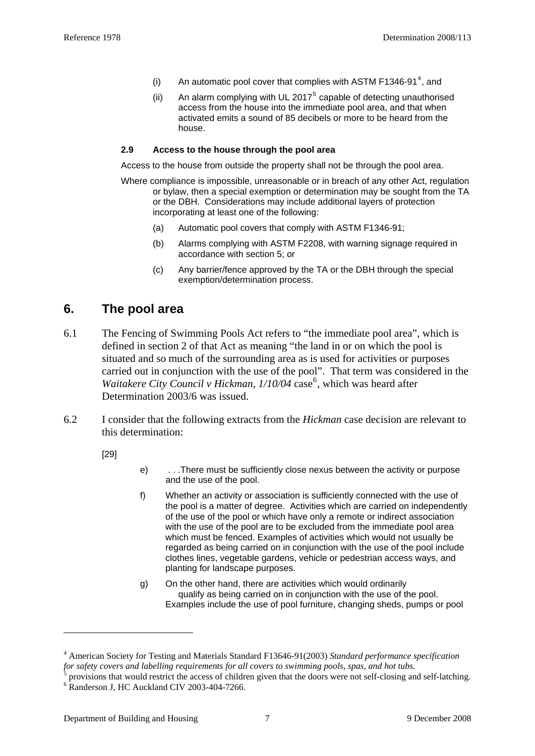(i) An automatic pool cover that complies with ASTM F1346-91[4], and

(ii) An alarm complying with UL 2017[5] capable of detecting unauthorised access from the house into the immediate pool area, and that when activated emits a sound of 85 decibels or more to be heard from the house.

**2.9 Access to the house through the pool area**

Access to the house from outside the property shall not be through the pool area.

Where compliance is impossible, unreasonable or in breach of any other Act, regulation or bylaw, then a special exemption or determination may be sought from the TA or the DBH. Considerations may include additional layers of protection incorporating at least one of the following:

(a) Automatic pool covers that comply with ASTM F1346-91;

(b) Alarms complying with ASTM F2208, with warning signage required in accordance with section 5; or

(c) Any barrier/fence approved by the TA or the DBH through the special exemption/determination process.

## 6. The pool area

6.1 The Fencing of Swimming Pools Act refers to "the immediate pool area", which is defined in section 2 of that Act as meaning "the land in or on which the pool is situated and so much of the surrounding area as is used for activities or purposes carried out in conjunction with the use of the pool". That term was considered in the *Waitakere City Council v Hickman, 1/10/04* case[6], which was heard after Determination 2003/6 was issued.

6.2 I consider that the following extracts from the *Hickman* case decision are relevant to this determination:

[29]

e) . . .There must be sufficiently close nexus between the activity or purpose and the use of the pool.

f) Whether an activity or association is sufficiently connected with the use of the pool is a matter of degree. Activities which are carried on independently of the use of the pool or which have only a remote or indirect association with the use of the pool are to be excluded from the immediate pool area which must be fenced. Examples of activities which would not usually be regarded as being carried on in conjunction with the use of the pool include clothes lines, vegetable gardens, vehicle or pedestrian access ways, and planting for landscape purposes.

g) On the other hand, there are activities which would ordinarily qualify as being carried on in conjunction with the use of the pool. Examples include the use of pool furniture, changing sheds, pumps or pool

---

[4] American Society for Testing and Materials Standard F13646-91(2003) *Standard performance specification for safety covers and labelling requirements for all covers to swimming pools, spas, and hot tubs.*

[5] provisions that would restrict the access of children given that the doors were not self-closing and self-latching.

[6] Randerson J, HC Auckland CIV 2003-404-7266.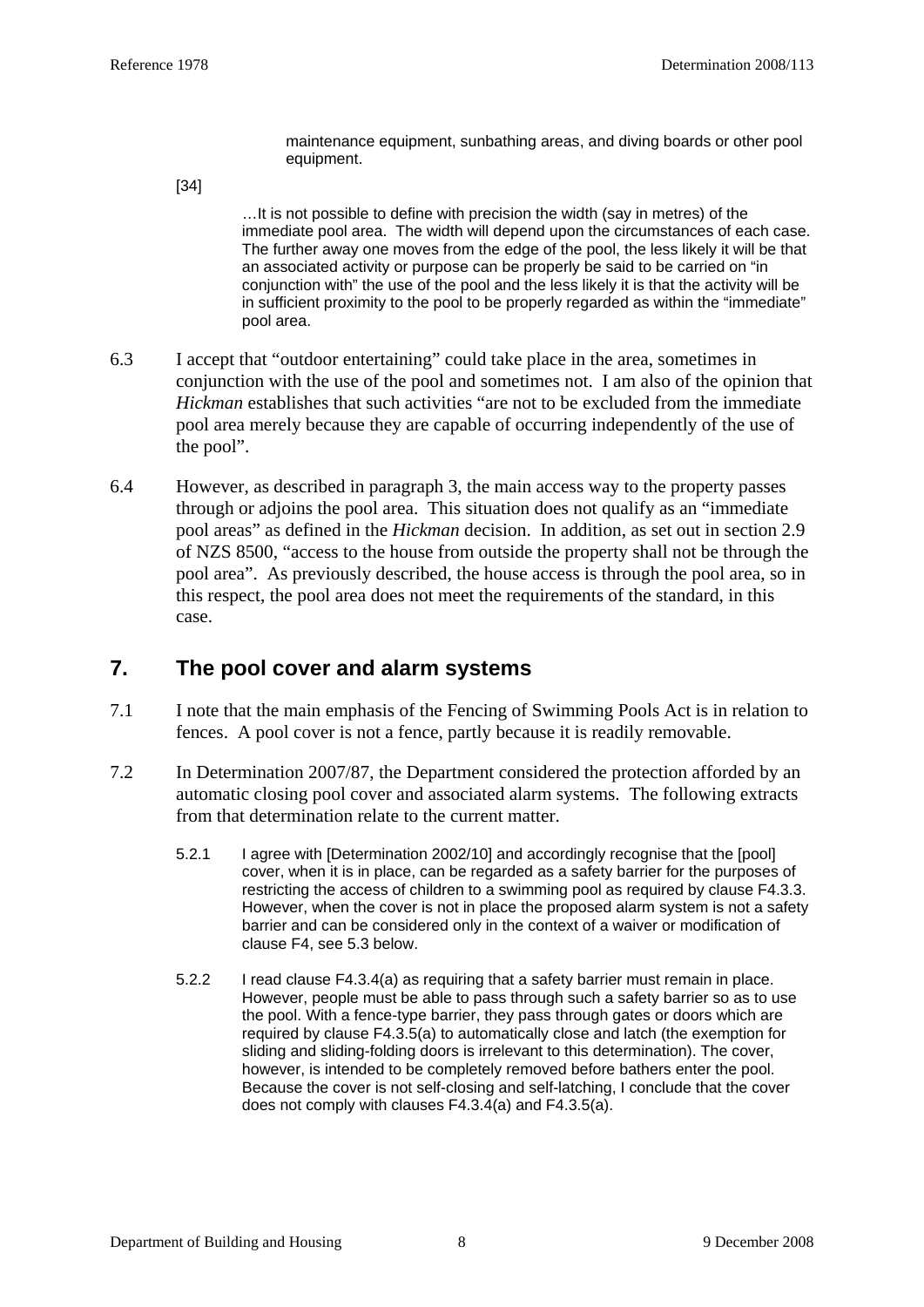> maintenance equipment, sunbathing areas, and diving boards or other pool equipment.

[34]

> …It is not possible to define with precision the width (say in metres) of the immediate pool area. The width will depend upon the circumstances of each case. The further away one moves from the edge of the pool, the less likely it will be that an associated activity or purpose can be properly be said to be carried on "in conjunction with" the use of the pool and the less likely it is that the activity will be in sufficient proximity to the pool to be properly regarded as within the "immediate" pool area.

6.3 I accept that "outdoor entertaining" could take place in the area, sometimes in conjunction with the use of the pool and sometimes not. I am also of the opinion that *Hickman* establishes that such activities "are not to be excluded from the immediate pool area merely because they are capable of occurring independently of the use of the pool".

6.4 However, as described in paragraph 3, the main access way to the property passes through or adjoins the pool area. This situation does not qualify as an "immediate pool areas" as defined in the *Hickman* decision. In addition, as set out in section 2.9 of NZS 8500, "access to the house from outside the property shall not be through the pool area". As previously described, the house access is through the pool area, so in this respect, the pool area does not meet the requirements of the standard, in this case.

## 7. The pool cover and alarm systems

7.1 I note that the main emphasis of the Fencing of Swimming Pools Act is in relation to fences. A pool cover is not a fence, partly because it is readily removable.

7.2 In Determination 2007/87, the Department considered the protection afforded by an automatic closing pool cover and associated alarm systems. The following extracts from that determination relate to the current matter.

> 5.2.1 I agree with [Determination 2002/10] and accordingly recognise that the [pool] cover, when it is in place, can be regarded as a safety barrier for the purposes of restricting the access of children to a swimming pool as required by clause F4.3.3. However, when the cover is not in place the proposed alarm system is not a safety barrier and can be considered only in the context of a waiver or modification of clause F4, see 5.3 below.
>
> 5.2.2 I read clause F4.3.4(a) as requiring that a safety barrier must remain in place. However, people must be able to pass through such a safety barrier so as to use the pool. With a fence-type barrier, they pass through gates or doors which are required by clause F4.3.5(a) to automatically close and latch (the exemption for sliding and sliding-folding doors is irrelevant to this determination). The cover, however, is intended to be completely removed before bathers enter the pool. Because the cover is not self-closing and self-latching, I conclude that the cover does not comply with clauses F4.3.4(a) and F4.3.5(a).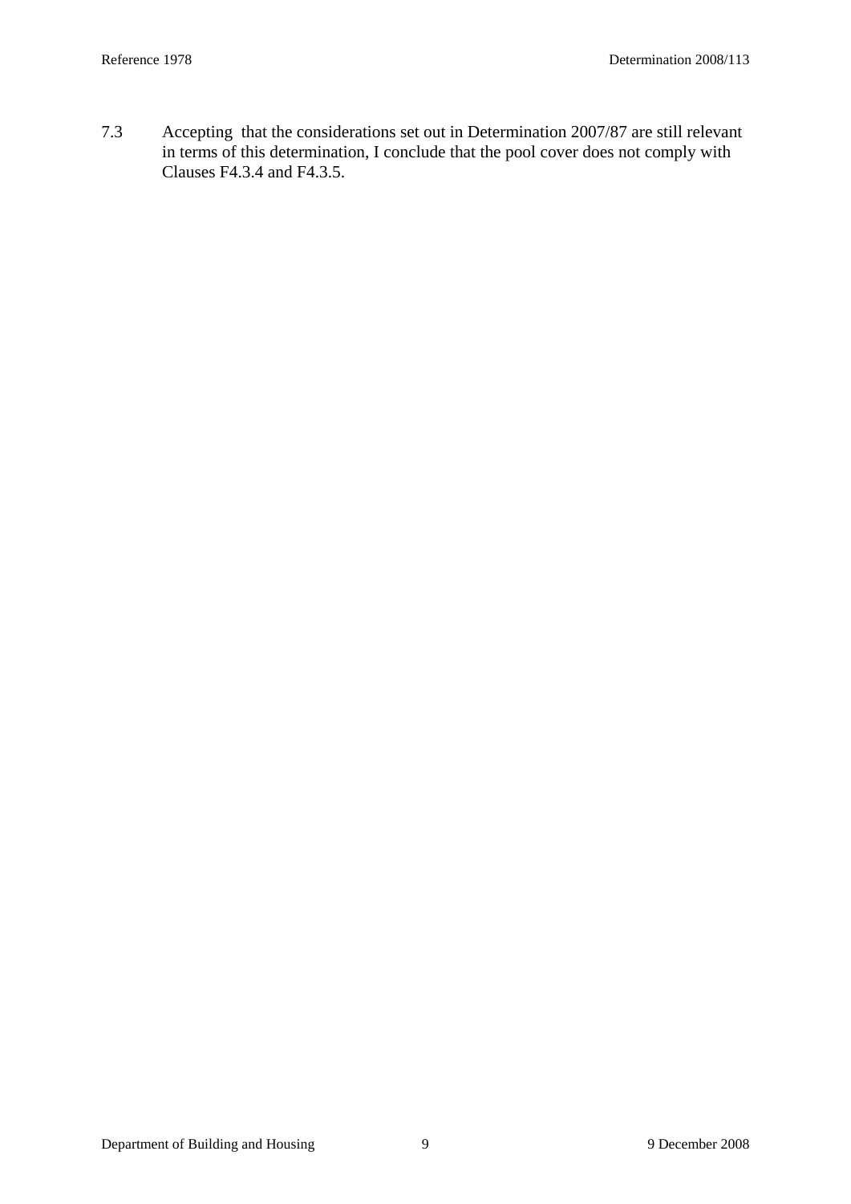7.3 Accepting that the considerations set out in Determination 2007/87 are still relevant in terms of this determination, I conclude that the pool cover does not comply with Clauses F4.3.4 and F4.3.5.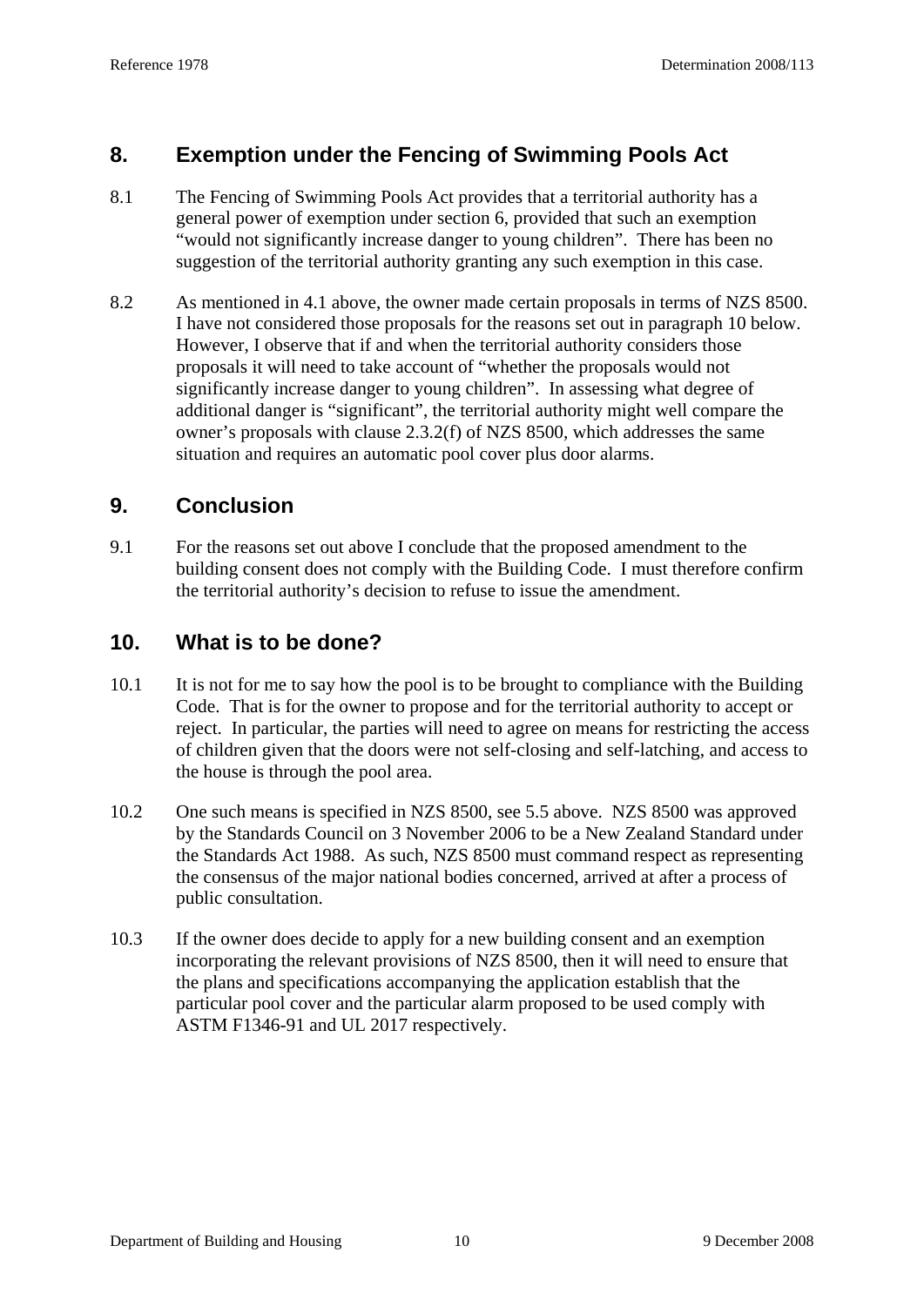## 8. Exemption under the Fencing of Swimming Pools Act

8.1 The Fencing of Swimming Pools Act provides that a territorial authority has a general power of exemption under section 6, provided that such an exemption "would not significantly increase danger to young children". There has been no suggestion of the territorial authority granting any such exemption in this case.

8.2 As mentioned in 4.1 above, the owner made certain proposals in terms of NZS 8500. I have not considered those proposals for the reasons set out in paragraph 10 below. However, I observe that if and when the territorial authority considers those proposals it will need to take account of "whether the proposals would not significantly increase danger to young children". In assessing what degree of additional danger is "significant", the territorial authority might well compare the owner's proposals with clause 2.3.2(f) of NZS 8500, which addresses the same situation and requires an automatic pool cover plus door alarms.

## 9. Conclusion

9.1 For the reasons set out above I conclude that the proposed amendment to the building consent does not comply with the Building Code. I must therefore confirm the territorial authority's decision to refuse to issue the amendment.

## 10. What is to be done?

10.1 It is not for me to say how the pool is to be brought to compliance with the Building Code. That is for the owner to propose and for the territorial authority to accept or reject. In particular, the parties will need to agree on means for restricting the access of children given that the doors were not self-closing and self-latching, and access to the house is through the pool area.

10.2 One such means is specified in NZS 8500, see 5.5 above. NZS 8500 was approved by the Standards Council on 3 November 2006 to be a New Zealand Standard under the Standards Act 1988. As such, NZS 8500 must command respect as representing the consensus of the major national bodies concerned, arrived at after a process of public consultation.

10.3 If the owner does decide to apply for a new building consent and an exemption incorporating the relevant provisions of NZS 8500, then it will need to ensure that the plans and specifications accompanying the application establish that the particular pool cover and the particular alarm proposed to be used comply with ASTM F1346-91 and UL 2017 respectively.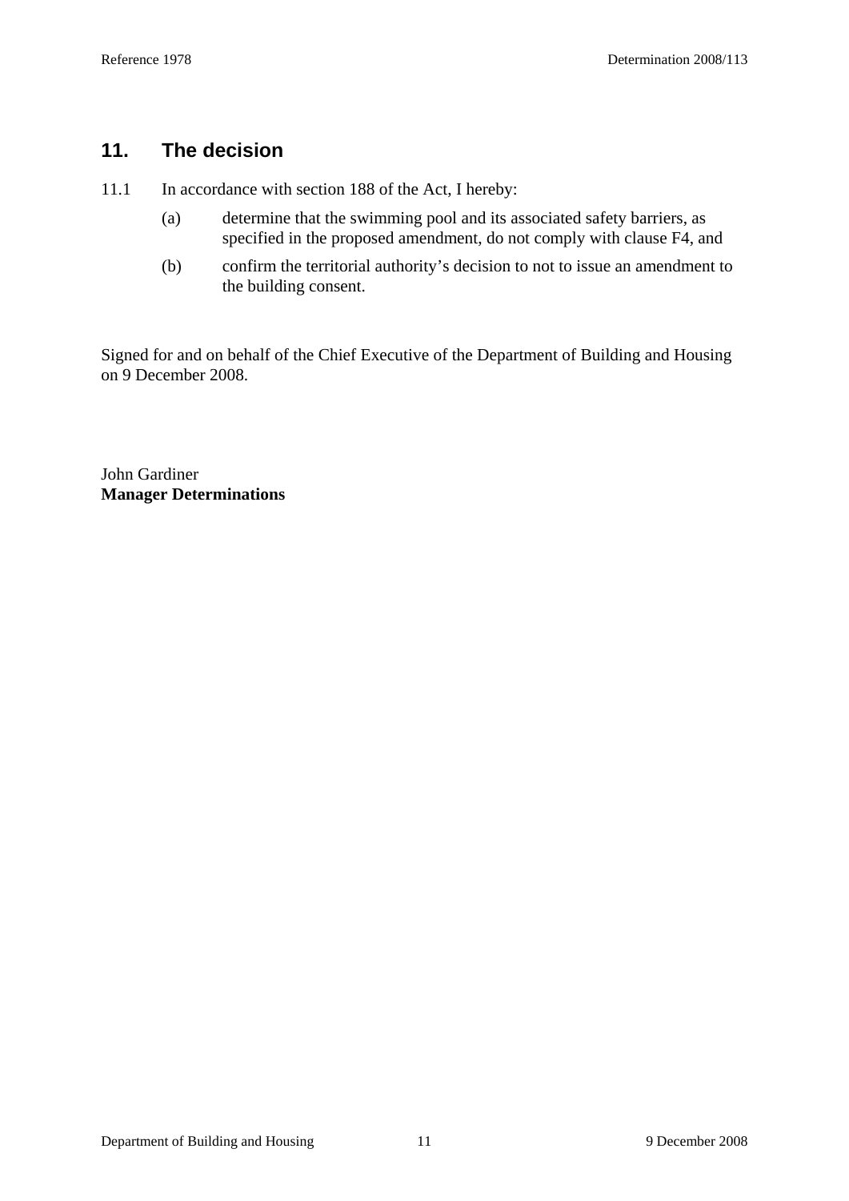## 11. The decision

11.1 In accordance with section 188 of the Act, I hereby:

(a) determine that the swimming pool and its associated safety barriers, as specified in the proposed amendment, do not comply with clause F4, and

(b) confirm the territorial authority's decision to not to issue an amendment to the building consent.

Signed for and on behalf of the Chief Executive of the Department of Building and Housing on 9 December 2008.

John Gardiner
**Manager Determinations**